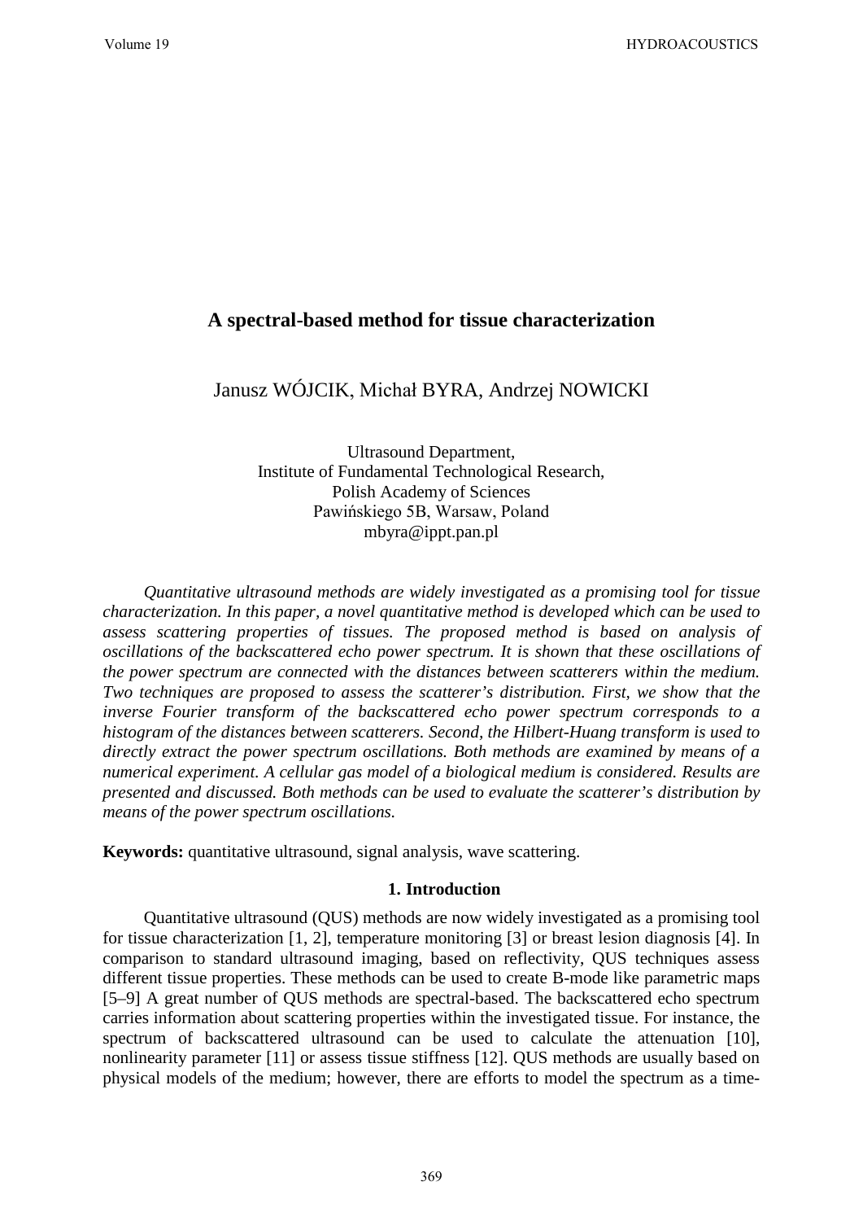# A spectral-based method for tissue characterization

Janusz WÓJCIK, Michał BYRA, Andrzej NOWICKI

Ultrasound Department,
Institute of Fundamental Technological Research,
Polish Academy of Sciences
Pawińskiego 5B, Warsaw, Poland
mbyra@ippt.pan.pl

*Quantitative ultrasound methods are widely investigated as a promising tool for tissue characterization. In this paper, a novel quantitative method is developed which can be used to assess scattering properties of tissues. The proposed method is based on analysis of oscillations of the backscattered echo power spectrum. It is shown that these oscillations of the power spectrum are connected with the distances between scatterers within the medium. Two techniques are proposed to assess the scatterer's distribution. First, we show that the inverse Fourier transform of the backscattered echo power spectrum corresponds to a histogram of the distances between scatterers. Second, the Hilbert-Huang transform is used to directly extract the power spectrum oscillations. Both methods are examined by means of a numerical experiment. A cellular gas model of a biological medium is considered. Results are presented and discussed. Both methods can be used to evaluate the scatterer's distribution by means of the power spectrum oscillations.*

**Keywords:** quantitative ultrasound, signal analysis, wave scattering.

## 1. Introduction

Quantitative ultrasound (QUS) methods are now widely investigated as a promising tool for tissue characterization [1, 2], temperature monitoring [3] or breast lesion diagnosis [4]. In comparison to standard ultrasound imaging, based on reflectivity, QUS techniques assess different tissue properties. These methods can be used to create B-mode like parametric maps [5–9] A great number of QUS methods are spectral-based. The backscattered echo spectrum carries information about scattering properties within the investigated tissue. For instance, the spectrum of backscattered ultrasound can be used to calculate the attenuation [10], nonlinearity parameter [11] or assess tissue stiffness [12]. QUS methods are usually based on physical models of the medium; however, there are efforts to model the spectrum as a time-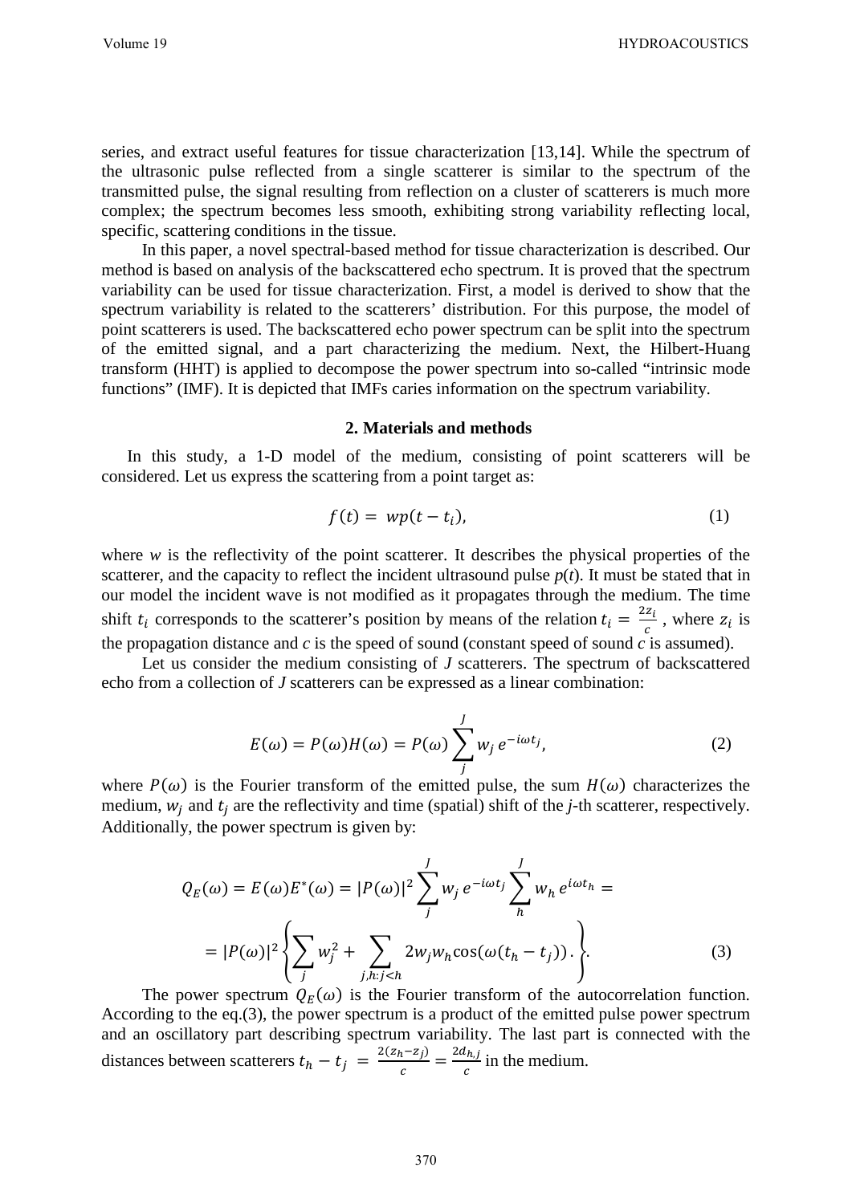series, and extract useful features for tissue characterization [13,14]. While the spectrum of the ultrasonic pulse reflected from a single scatterer is similar to the spectrum of the transmitted pulse, the signal resulting from reflection on a cluster of scatterers is much more complex; the spectrum becomes less smooth, exhibiting strong variability reflecting local, specific, scattering conditions in the tissue.

In this paper, a novel spectral-based method for tissue characterization is described. Our method is based on analysis of the backscattered echo spectrum. It is proved that the spectrum variability can be used for tissue characterization. First, a model is derived to show that the spectrum variability is related to the scatterers' distribution. For this purpose, the model of point scatterers is used. The backscattered echo power spectrum can be split into the spectrum of the emitted signal, and a part characterizing the medium. Next, the Hilbert-Huang transform (HHT) is applied to decompose the power spectrum into so-called "intrinsic mode functions" (IMF). It is depicted that IMFs caries information on the spectrum variability.

## 2. Materials and methods

In this study, a 1-D model of the medium, consisting of point scatterers will be considered. Let us express the scattering from a point target as:

$$f(t) = wp(t - t_i), \tag{1}$$

where $w$ is the reflectivity of the point scatterer. It describes the physical properties of the scatterer, and the capacity to reflect the incident ultrasound pulse $p(t)$. It must be stated that in our model the incident wave is not modified as it propagates through the medium. The time shift $t_i$ corresponds to the scatterer's position by means of the relation $t_i = \frac{2z_i}{c}$, where $z_i$ is the propagation distance and $c$ is the speed of sound (constant speed of sound $c$ is assumed).

Let us consider the medium consisting of $J$ scatterers. The spectrum of backscattered echo from a collection of $J$ scatterers can be expressed as a linear combination:

$$E(\omega) = P(\omega)H(\omega) = P(\omega)\sum_{j}^{J} w_j\, e^{-i\omega t_j}, \tag{2}$$

where $P(\omega)$ is the Fourier transform of the emitted pulse, the sum $H(\omega)$ characterizes the medium, $w_j$ and $t_j$ are the reflectivity and time (spatial) shift of the $j$-th scatterer, respectively. Additionally, the power spectrum is given by:

$$\begin{aligned} Q_E(\omega) = E(\omega)E^*(\omega) = |P(\omega)|^2 \sum_{j}^{J} w_j\, e^{-i\omega t_j} \sum_{h}^{J} w_h\, e^{i\omega t_h} = \\ = |P(\omega)|^2 \left\{ \sum_{j} w_j^2 + \sum_{j,h:j<h} 2w_j w_h \cos(\omega(t_h - t_j))\,. \right\}. \end{aligned} \tag{3}$$

The power spectrum $Q_E(\omega)$ is the Fourier transform of the autocorrelation function. According to the eq.(3), the power spectrum is a product of the emitted pulse power spectrum and an oscillatory part describing spectrum variability. The last part is connected with the distances between scatterers $t_h - t_j = \frac{2(z_h - z_j)}{c} = \frac{2d_{h,j}}{c}$ in the medium.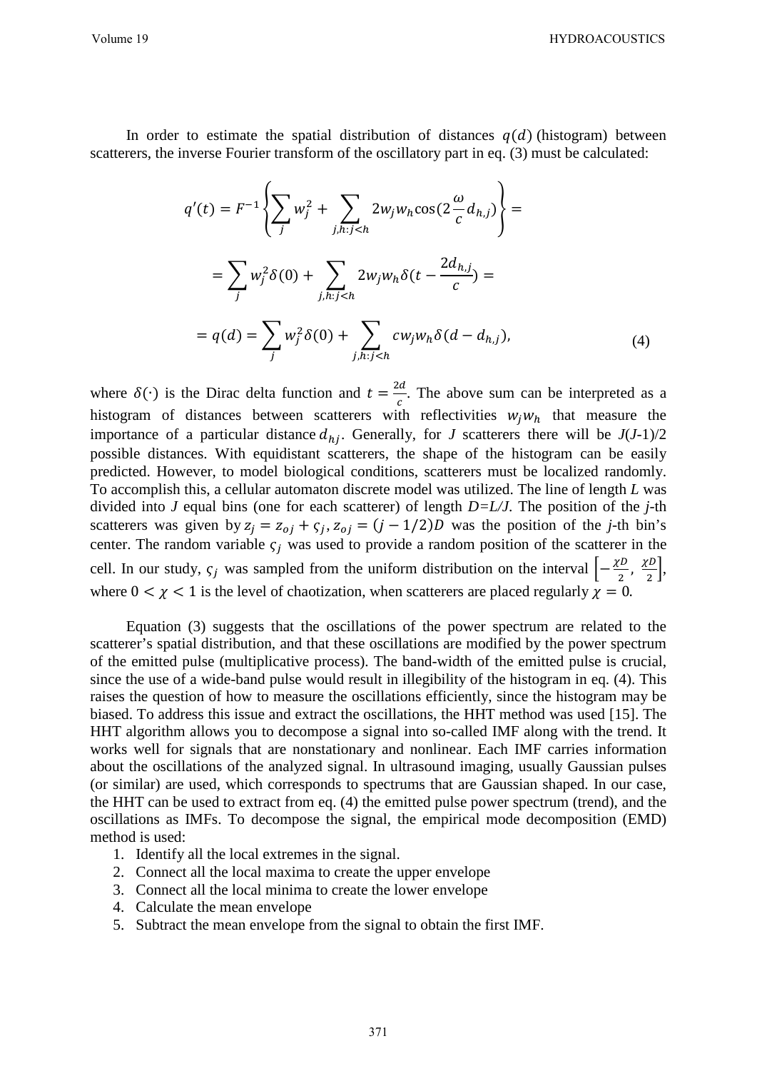In order to estimate the spatial distribution of distances $q(d)$ (histogram) between scatterers, the inverse Fourier transform of the oscillatory part in eq. (3) must be calculated:

$$
\begin{aligned}
q'(t) &= F^{-1}\left\{\sum_{j} w_j^2 + \sum_{j,h:j<h} 2w_j w_h \cos(2\frac{\omega}{c}d_{h,j})\right\} = \\
&= \sum_{j} w_j^2 \delta(0) + \sum_{j,h:j<h} 2w_j w_h \delta(t - \frac{2d_{h,j}}{c}) = \\
&= q(d) = \sum_{j} w_j^2 \delta(0) + \sum_{j,h:j<h} c w_j w_h \delta(d - d_{h,j}), \qquad (4)
\end{aligned}
$$

where $\delta(\cdot)$ is the Dirac delta function and $t = \frac{2d}{c}$. The above sum can be interpreted as a histogram of distances between scatterers with reflectivities $w_j w_h$ that measure the importance of a particular distance $d_{hj}$. Generally, for $J$ scatterers there will be $J(J-1)/2$ possible distances. With equidistant scatterers, the shape of the histogram can be easily predicted. However, to model biological conditions, scatterers must be localized randomly. To accomplish this, a cellular automaton discrete model was utilized. The line of length $L$ was divided into $J$ equal bins (one for each scatterer) of length $D=L/J$. The position of the $j$-th scatterers was given by $z_j = z_{oj} + \varsigma_j$, $z_{oj} = (j - 1/2)D$ was the position of the $j$-th bin's center. The random variable $\varsigma_j$ was used to provide a random position of the scatterer in the cell. In our study, $\varsigma_j$ was sampled from the uniform distribution on the interval $\left[-\frac{\chi D}{2}, \frac{\chi D}{2}\right]$, where $0 < \chi < 1$ is the level of chaotization, when scatterers are placed regularly $\chi = 0$.

Equation (3) suggests that the oscillations of the power spectrum are related to the scatterer's spatial distribution, and that these oscillations are modified by the power spectrum of the emitted pulse (multiplicative process). The band-width of the emitted pulse is crucial, since the use of a wide-band pulse would result in illegibility of the histogram in eq. (4). This raises the question of how to measure the oscillations efficiently, since the histogram may be biased. To address this issue and extract the oscillations, the HHT method was used [15]. The HHT algorithm allows you to decompose a signal into so-called IMF along with the trend. It works well for signals that are nonstationary and nonlinear. Each IMF carries information about the oscillations of the analyzed signal. In ultrasound imaging, usually Gaussian pulses (or similar) are used, which corresponds to spectrums that are Gaussian shaped. In our case, the HHT can be used to extract from eq. (4) the emitted pulse power spectrum (trend), and the oscillations as IMFs. To decompose the signal, the empirical mode decomposition (EMD) method is used:

1. Identify all the local extremes in the signal.
2. Connect all the local maxima to create the upper envelope
3. Connect all the local minima to create the lower envelope
4. Calculate the mean envelope
5. Subtract the mean envelope from the signal to obtain the first IMF.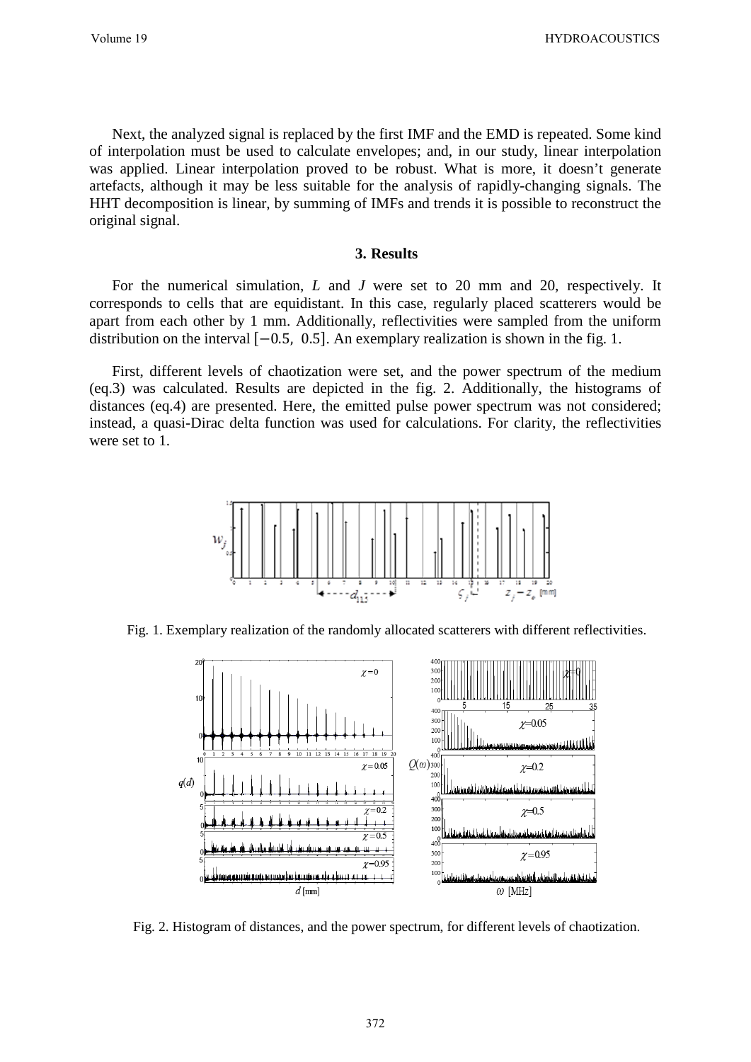Next, the analyzed signal is replaced by the first IMF and the EMD is repeated. Some kind of interpolation must be used to calculate envelopes; and, in our study, linear interpolation was applied. Linear interpolation proved to be robust. What is more, it doesn't generate artefacts, although it may be less suitable for the analysis of rapidly-changing signals. The HHT decomposition is linear, by summing of IMFs and trends it is possible to reconstruct the original signal.

### 3. Results

For the numerical simulation, $L$ and $J$ were set to 20 mm and 20, respectively. It corresponds to cells that are equidistant. In this case, regularly placed scatterers would be apart from each other by 1 mm. Additionally, reflectivities were sampled from the uniform distribution on the interval $[-0.5, 0.5]$. An exemplary realization is shown in the fig. 1.

First, different levels of chaotization were set, and the power spectrum of the medium (eq.3) was calculated. Results are depicted in the fig. 2. Additionally, the histograms of distances (eq.4) are presented. Here, the emitted pulse power spectrum was not considered; instead, a quasi-Dirac delta function was used for calculations. For clarity, the reflectivities were set to 1.

Fig. 1. Exemplary realization of the randomly allocated scatterers with different reflectivities.

Fig. 2. Histogram of distances, and the power spectrum, for different levels of chaotization.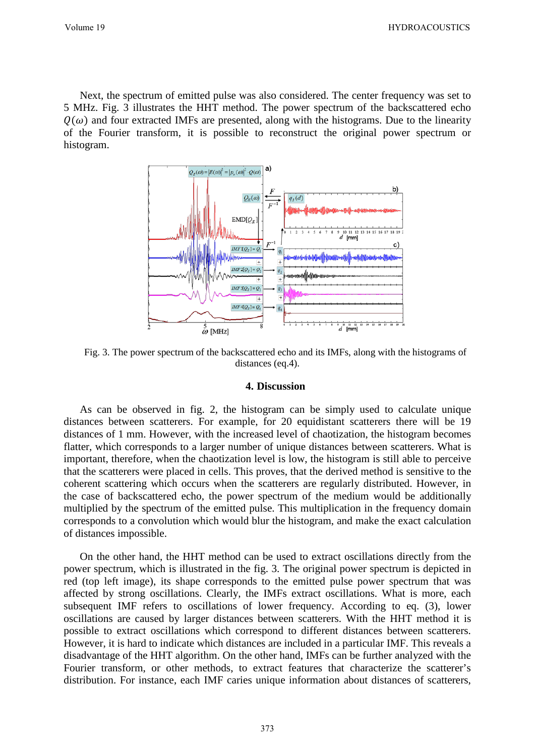Next, the spectrum of emitted pulse was also considered. The center frequency was set to 5 MHz. Fig. 3 illustrates the HHT method. The power spectrum of the backscattered echo $Q(\omega)$ and four extracted IMFs are presented, along with the histograms. Due to the linearity of the Fourier transform, it is possible to reconstruct the original power spectrum or histogram.

Fig. 3. The power spectrum of the backscattered echo and its IMFs, along with the histograms of distances (eq.4).

## 4. Discussion

As can be observed in fig. 2, the histogram can be simply used to calculate unique distances between scatterers. For example, for 20 equidistant scatterers there will be 19 distances of 1 mm. However, with the increased level of chaotization, the histogram becomes flatter, which corresponds to a larger number of unique distances between scatterers. What is important, therefore, when the chaotization level is low, the histogram is still able to perceive that the scatterers were placed in cells. This proves, that the derived method is sensitive to the coherent scattering which occurs when the scatterers are regularly distributed. However, in the case of backscattered echo, the power spectrum of the medium would be additionally multiplied by the spectrum of the emitted pulse. This multiplication in the frequency domain corresponds to a convolution which would blur the histogram, and make the exact calculation of distances impossible.

On the other hand, the HHT method can be used to extract oscillations directly from the power spectrum, which is illustrated in the fig. 3. The original power spectrum is depicted in red (top left image), its shape corresponds to the emitted pulse power spectrum that was affected by strong oscillations. Clearly, the IMFs extract oscillations. What is more, each subsequent IMF refers to oscillations of lower frequency. According to eq. (3), lower oscillations are caused by larger distances between scatterers. With the HHT method it is possible to extract oscillations which correspond to different distances between scatterers. However, it is hard to indicate which distances are included in a particular IMF. This reveals a disadvantage of the HHT algorithm. On the other hand, IMFs can be further analyzed with the Fourier transform, or other methods, to extract features that characterize the scatterer's distribution. For instance, each IMF caries unique information about distances of scatterers,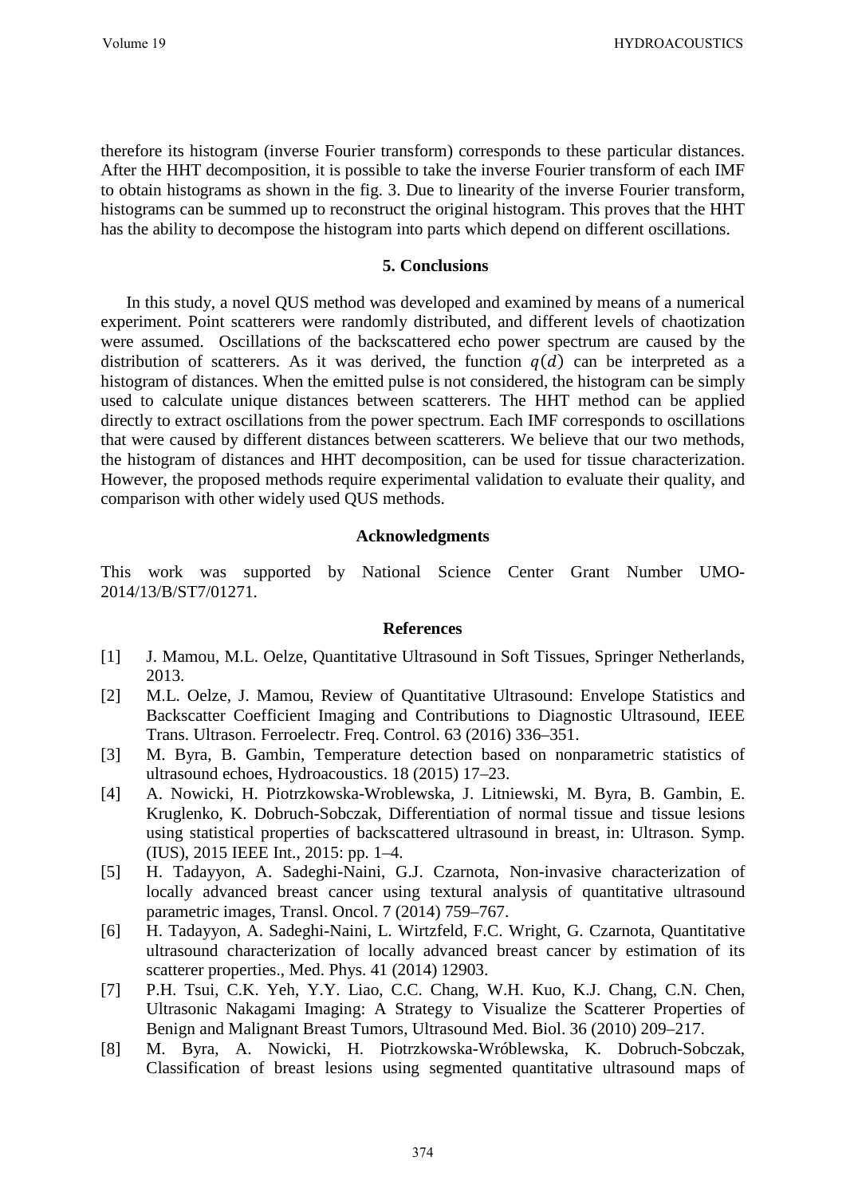therefore its histogram (inverse Fourier transform) corresponds to these particular distances. After the HHT decomposition, it is possible to take the inverse Fourier transform of each IMF to obtain histograms as shown in the fig. 3. Due to linearity of the inverse Fourier transform, histograms can be summed up to reconstruct the original histogram. This proves that the HHT has the ability to decompose the histogram into parts which depend on different oscillations.

## 5. Conclusions

In this study, a novel QUS method was developed and examined by means of a numerical experiment. Point scatterers were randomly distributed, and different levels of chaotization were assumed. Oscillations of the backscattered echo power spectrum are caused by the distribution of scatterers. As it was derived, the function $q(d)$ can be interpreted as a histogram of distances. When the emitted pulse is not considered, the histogram can be simply used to calculate unique distances between scatterers. The HHT method can be applied directly to extract oscillations from the power spectrum. Each IMF corresponds to oscillations that were caused by different distances between scatterers. We believe that our two methods, the histogram of distances and HHT decomposition, can be used for tissue characterization. However, the proposed methods require experimental validation to evaluate their quality, and comparison with other widely used QUS methods.

## Acknowledgments

This work was supported by National Science Center Grant Number UMO-2014/13/B/ST7/01271.

## References

[1] J. Mamou, M.L. Oelze, Quantitative Ultrasound in Soft Tissues, Springer Netherlands, 2013.

[2] M.L. Oelze, J. Mamou, Review of Quantitative Ultrasound: Envelope Statistics and Backscatter Coefficient Imaging and Contributions to Diagnostic Ultrasound, IEEE Trans. Ultrason. Ferroelectr. Freq. Control. 63 (2016) 336–351.

[3] M. Byra, B. Gambin, Temperature detection based on nonparametric statistics of ultrasound echoes, Hydroacoustics. 18 (2015) 17–23.

[4] A. Nowicki, H. Piotrzkowska-Wroblewska, J. Litniewski, M. Byra, B. Gambin, E. Kruglenko, K. Dobruch-Sobczak, Differentiation of normal tissue and tissue lesions using statistical properties of backscattered ultrasound in breast, in: Ultrason. Symp. (IUS), 2015 IEEE Int., 2015: pp. 1–4.

[5] H. Tadayyon, A. Sadeghi-Naini, G.J. Czarnota, Non-invasive characterization of locally advanced breast cancer using textural analysis of quantitative ultrasound parametric images, Transl. Oncol. 7 (2014) 759–767.

[6] H. Tadayyon, A. Sadeghi-Naini, L. Wirtzfeld, F.C. Wright, G. Czarnota, Quantitative ultrasound characterization of locally advanced breast cancer by estimation of its scatterer properties., Med. Phys. 41 (2014) 12903.

[7] P.H. Tsui, C.K. Yeh, Y.Y. Liao, C.C. Chang, W.H. Kuo, K.J. Chang, C.N. Chen, Ultrasonic Nakagami Imaging: A Strategy to Visualize the Scatterer Properties of Benign and Malignant Breast Tumors, Ultrasound Med. Biol. 36 (2010) 209–217.

[8] M. Byra, A. Nowicki, H. Piotrzkowska-Wróblewska, K. Dobruch-Sobczak, Classification of breast lesions using segmented quantitative ultrasound maps of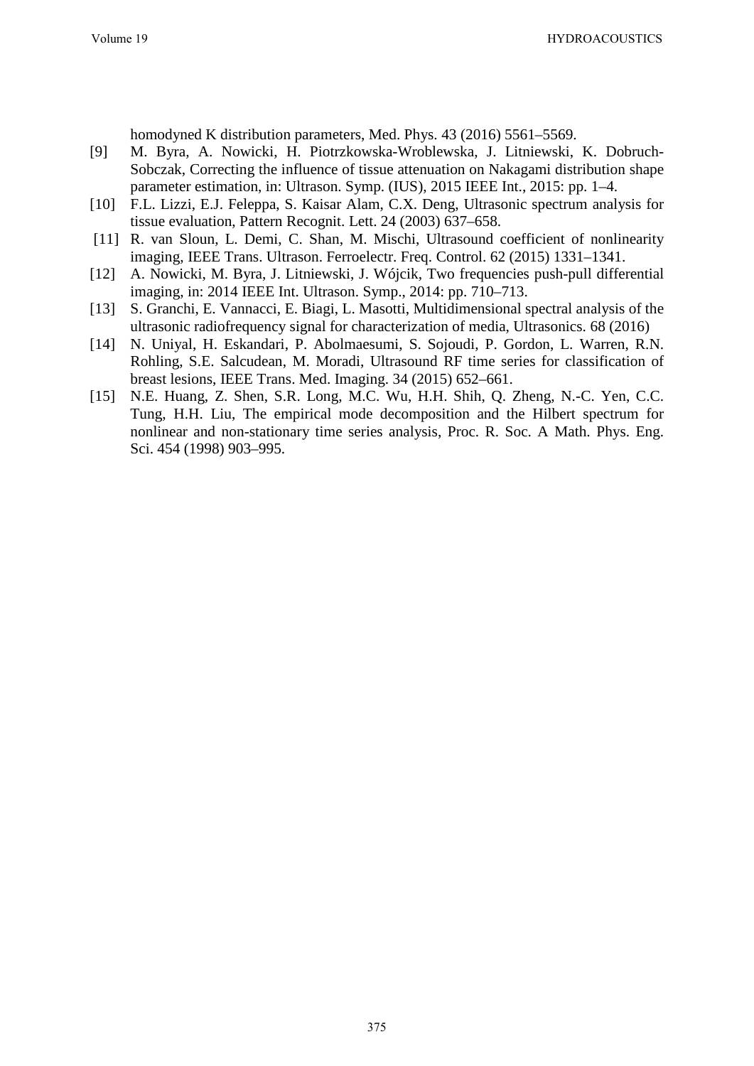homodyned K distribution parameters, Med. Phys. 43 (2016) 5561–5569.

[9] M. Byra, A. Nowicki, H. Piotrzkowska-Wroblewska, J. Litniewski, K. Dobruch-Sobczak, Correcting the influence of tissue attenuation on Nakagami distribution shape parameter estimation, in: Ultrason. Symp. (IUS), 2015 IEEE Int., 2015: pp. 1–4.

[10] F.L. Lizzi, E.J. Feleppa, S. Kaisar Alam, C.X. Deng, Ultrasonic spectrum analysis for tissue evaluation, Pattern Recognit. Lett. 24 (2003) 637–658.

[11] R. van Sloun, L. Demi, C. Shan, M. Mischi, Ultrasound coefficient of nonlinearity imaging, IEEE Trans. Ultrason. Ferroelectr. Freq. Control. 62 (2015) 1331–1341.

[12] A. Nowicki, M. Byra, J. Litniewski, J. Wójcik, Two frequencies push-pull differential imaging, in: 2014 IEEE Int. Ultrason. Symp., 2014: pp. 710–713.

[13] S. Granchi, E. Vannacci, E. Biagi, L. Masotti, Multidimensional spectral analysis of the ultrasonic radiofrequency signal for characterization of media, Ultrasonics. 68 (2016)

[14] N. Uniyal, H. Eskandari, P. Abolmaesumi, S. Sojoudi, P. Gordon, L. Warren, R.N. Rohling, S.E. Salcudean, M. Moradi, Ultrasound RF time series for classification of breast lesions, IEEE Trans. Med. Imaging. 34 (2015) 652–661.

[15] N.E. Huang, Z. Shen, S.R. Long, M.C. Wu, H.H. Shih, Q. Zheng, N.-C. Yen, C.C. Tung, H.H. Liu, The empirical mode decomposition and the Hilbert spectrum for nonlinear and non-stationary time series analysis, Proc. R. Soc. A Math. Phys. Eng. Sci. 454 (1998) 903–995.